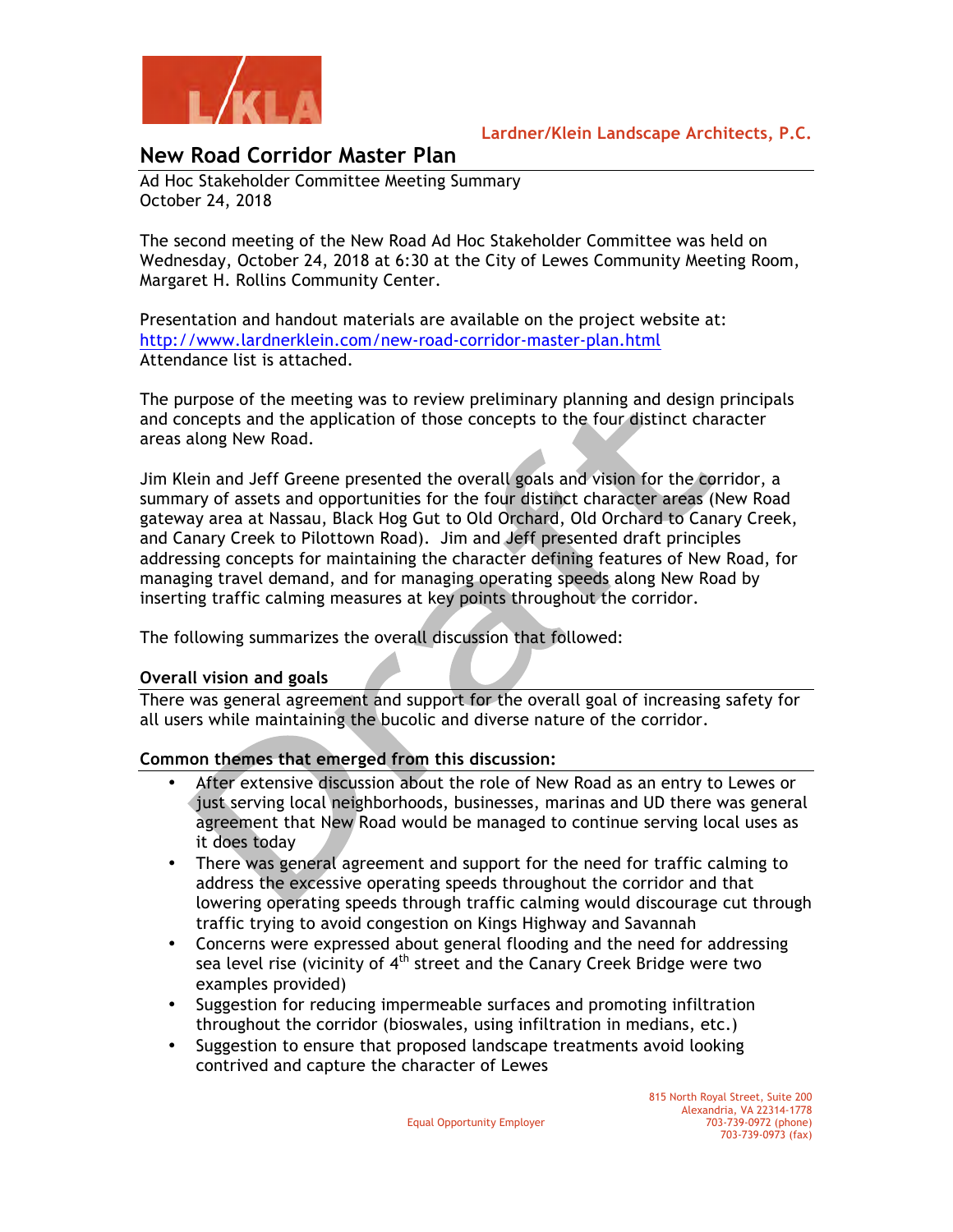Lardner/Klein Landscape Architects, P.C.

# New Road Corridor Master Plan

Ad Hoc Stakeholder Committee Meeting Summary
October 24, 2018

The second meeting of the New Road Ad Hoc Stakeholder Committee was held on Wednesday, October 24, 2018 at 6:30 at the City of Lewes Community Meeting Room, Margaret H. Rollins Community Center.

Presentation and handout materials are available on the project website at:
http://www.lardnerklein.com/new-road-corridor-master-plan.html
Attendance list is attached.

The purpose of the meeting was to review preliminary planning and design principals and concepts and the application of those concepts to the four distinct character areas along New Road.

Jim Klein and Jeff Greene presented the overall goals and vision for the corridor, a summary of assets and opportunities for the four distinct character areas (New Road gateway area at Nassau, Black Hog Gut to Old Orchard, Old Orchard to Canary Creek, and Canary Creek to Pilottown Road). Jim and Jeff presented draft principles addressing concepts for maintaining the character defining features of New Road, for managing travel demand, and for managing operating speeds along New Road by inserting traffic calming measures at key points throughout the corridor.

The following summarizes the overall discussion that followed:

**Overall vision and goals**

There was general agreement and support for the overall goal of increasing safety for all users while maintaining the bucolic and diverse nature of the corridor.

**Common themes that emerged from this discussion:**

- After extensive discussion about the role of New Road as an entry to Lewes or just serving local neighborhoods, businesses, marinas and UD there was general agreement that New Road would be managed to continue serving local uses as it does today
- There was general agreement and support for the need for traffic calming to address the excessive operating speeds throughout the corridor and that lowering operating speeds through traffic calming would discourage cut through traffic trying to avoid congestion on Kings Highway and Savannah
- Concerns were expressed about general flooding and the need for addressing sea level rise (vicinity of 4th street and the Canary Creek Bridge were two examples provided)
- Suggestion for reducing impermeable surfaces and promoting infiltration throughout the corridor (bioswales, using infiltration in medians, etc.)
- Suggestion to ensure that proposed landscape treatments avoid looking contrived and capture the character of Lewes

Equal Opportunity Employer

815 North Royal Street, Suite 200
Alexandria, VA 22314-1778
703-739-0972 (phone)
703-739-0973 (fax)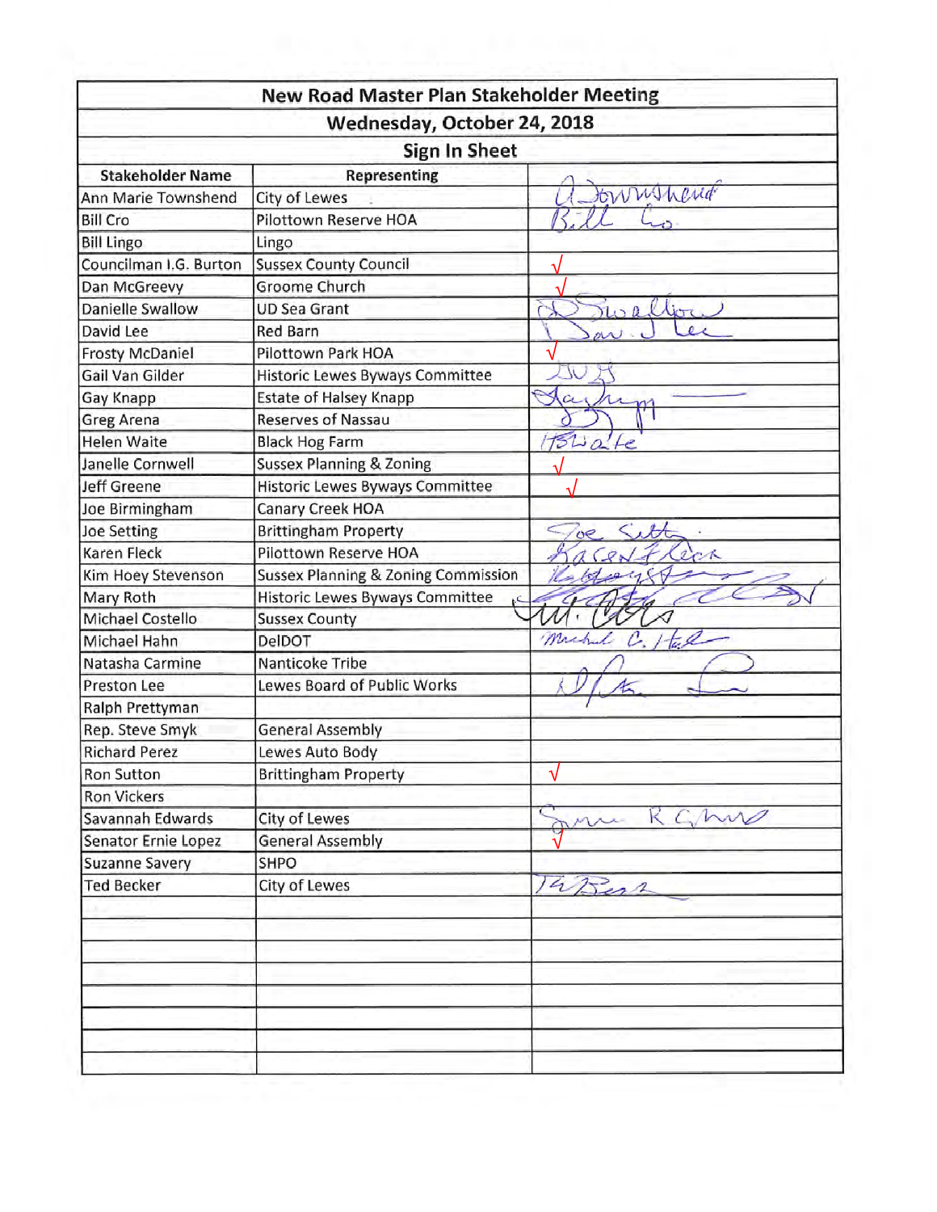| New Road Master Plan Stakeholder Meeting | | |
|---|---|---|
| Wednesday, October 24, 2018 | | |
| Sign In Sheet | | |
| **Stakeholder Name** | **Representing** | |
| Ann Marie Townshend | City of Lewes | A Townshend |
| Bill Cro | Pilottown Reserve HOA | Bill Cro |
| Bill Lingo | Lingo | |
| Councilman I.G. Burton | Sussex County Council | √ |
| Dan McGreevy | Groome Church | √ |
| Danielle Swallow | UD Sea Grant | D Swallow |
| David Lee | Red Barn | David J Lee |
| Frosty McDaniel | Pilottown Park HOA | √ |
| Gail Van Gilder | Historic Lewes Byways Committee | GVG |
| Gay Knapp | Estate of Halsey Knapp | Gay Knapp |
| Greg Arena | Reserves of Nassau | |
| Helen Waite | Black Hog Farm | HWaite |
| Janelle Cornwell | Sussex Planning & Zoning | √ |
| Jeff Greene | Historic Lewes Byways Committee | √ |
| Joe Birmingham | Canary Creek HOA | |
| Joe Setting | Brittingham Property | Joe Setting |
| Karen Fleck | Pilottown Reserve HOA | Karen Fleck |
| Kim Hoey Stevenson | Sussex Planning & Zoning Commission | Kim Hoey Stevenson |
| Mary Roth | Historic Lewes Byways Committee | Mary Roth |
| Michael Costello | Sussex County | M. Costello |
| Michael Hahn | DelDOT | Michael C. Hahn |
| Natasha Carmine | Nanticoke Tribe | |
| Preston Lee | Lewes Board of Public Works | D Preston Lee |
| Ralph Prettyman | | |
| Rep. Steve Smyk | General Assembly | |
| Richard Perez | Lewes Auto Body | |
| Ron Sutton | Brittingham Property | √ |
| Ron Vickers | | |
| Savannah Edwards | City of Lewes | Sonu R Chhu |
| Senator Ernie Lopez | General Assembly | √ |
| Suzanne Savery | SHPO | |
| Ted Becker | City of Lewes | TaBecker |
| | | |
| | | |
| | | |
| | | |
| | | |
| | | |
| | | |
| | | |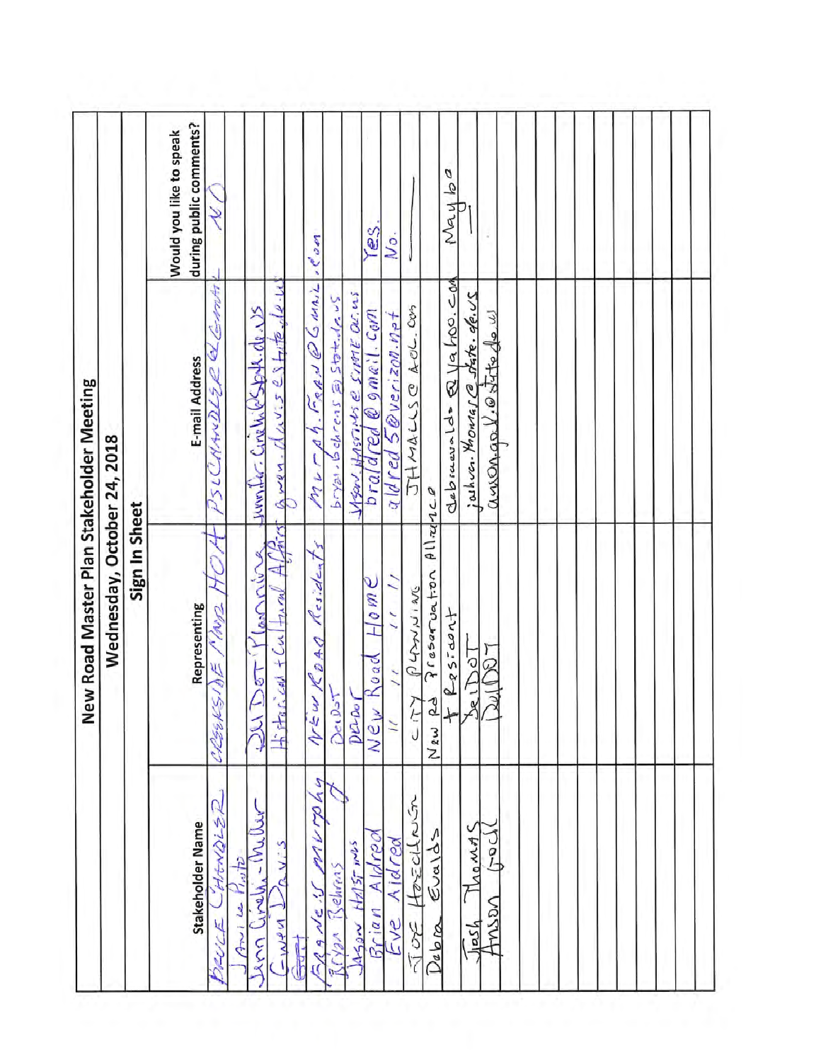# New Road Master Plan Stakeholder Meeting

## Wednesday, October 24, 2018

### Sign In Sheet

| Stakeholder Name | Representing | E-mail Address | Would you like to speak during public comments? |
|---|---|---|---|
| BRUCE CHANDLER | CREEKSIDE MANOR HOA | PSLCHANDLER@COMCAST | NO |
| Janice Pinto | | | |
| Jenn Cinelli-Miller | DE DOT Planning | jennifer.cinelli@state.de.us | |
| Gwen Davis | Historical + Cultural Affairs | gwen.davis@state.de.us | |
| Brett | | | |
| Frances Murphy | New Road Residents | Murph.Fran@GMAIL.com | |
| Bryan Behrens | DelDOT | bryan.behrens@state.de.us | |
| Jason Hastings | DelDOT | Jason.Hastings@STATE.DE.US | |
| Brian Aldred | New Road Home | braldred@gmail.com | Yes. |
| Eve Aldred | " " " | aldred5@verizon.net | No. |
| Joe Hazelwood | CITY PLANNING | JHMALLS@AOL.COM | |
| Debra Evalds | New Rd Preservation Alliance + Resident | debraevalds@yahoo.com | Maybe |
| Josh Thomas | DelDOT | joshua.thomas@state.de.us | |
| Anson Gock | DelDOT | anson.gock@state.de.us | |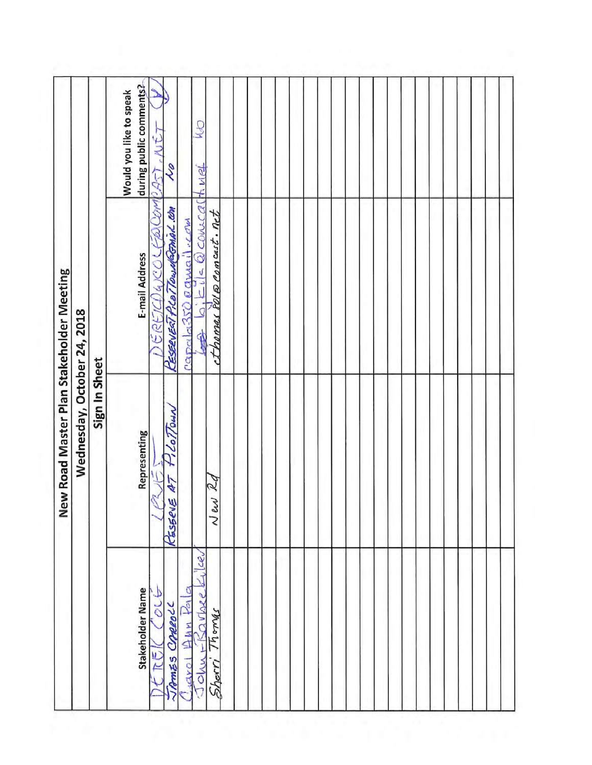# New Road Master Plan Stakeholder Meeting

## Wednesday, October 24, 2018

### Sign In Sheet

| Stakeholder Name | Representing | E-mail Address | Would you like to speak during public comments? |
|---|---|---|---|
| DEREK COLE | LEVEE | DEREKDWCOLE@COMCAST.NET | (Y) |
| JAMES CARROLL | RESERVE AT PILOTTOWN | RESERVEATPILOTTOWN@GMAIL.COM | NO |
| Carol Ann Pala | | capala350@gmail.com | |
| John Barbee Elkel | | bjkile@comcast.net | NO |
| Sherri Thomas | New Rd | cthomas801@comcast.net | |
| | | | |
| | | | |
| | | | |
| | | | |
| | | | |
| | | | |
| | | | |
| | | | |
| | | | |
| | | | |
| | | | |
| | | | |
| | | | |
| | | | |
| | | | |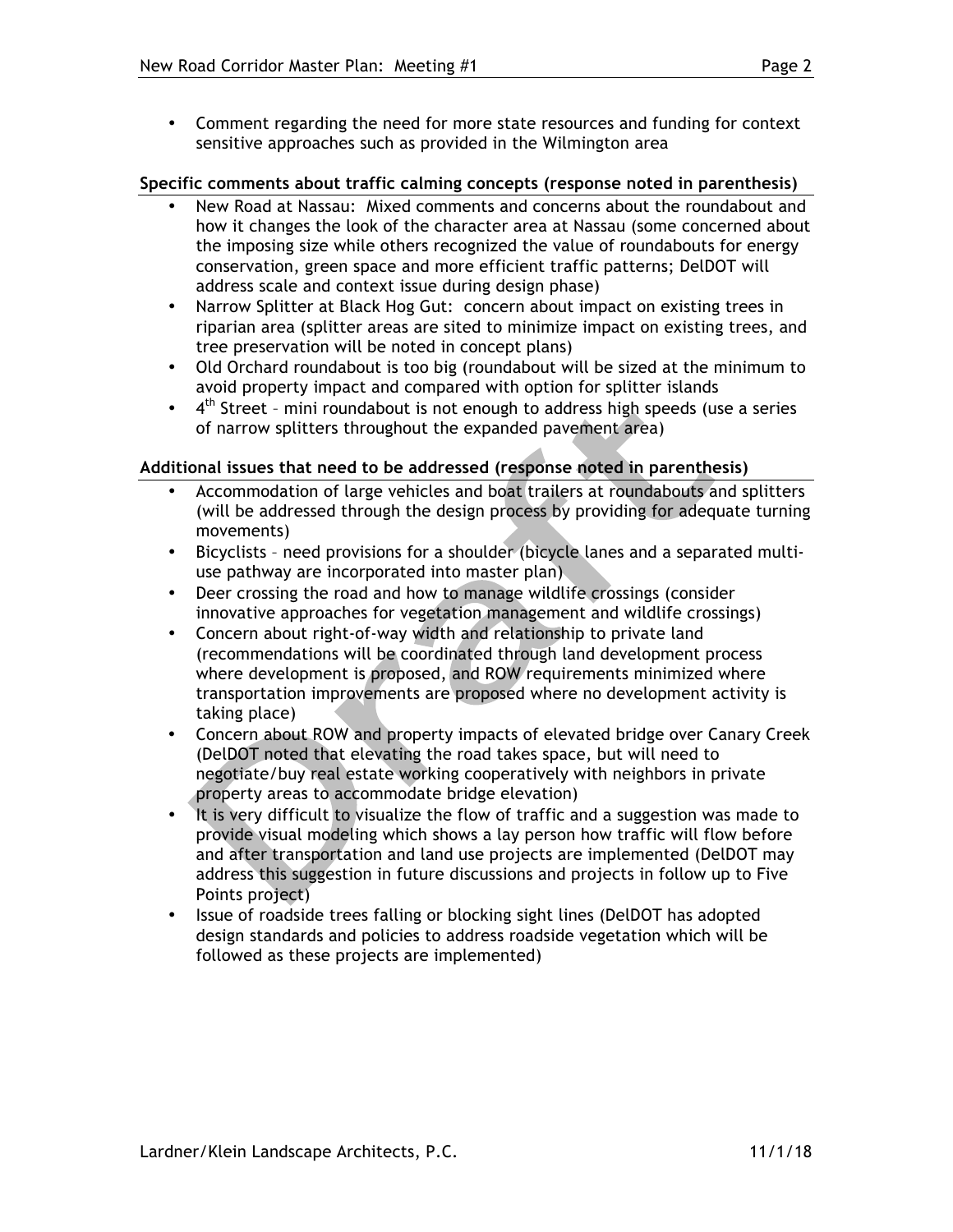- Comment regarding the need for more state resources and funding for context sensitive approaches such as provided in the Wilmington area

**Specific comments about traffic calming concepts (response noted in parenthesis)**

- New Road at Nassau: Mixed comments and concerns about the roundabout and how it changes the look of the character area at Nassau (some concerned about the imposing size while others recognized the value of roundabouts for energy conservation, green space and more efficient traffic patterns; DelDOT will address scale and context issue during design phase)
- Narrow Splitter at Black Hog Gut: concern about impact on existing trees in riparian area (splitter areas are sited to minimize impact on existing trees, and tree preservation will be noted in concept plans)
- Old Orchard roundabout is too big (roundabout will be sized at the minimum to avoid property impact and compared with option for splitter islands
- 4th Street – mini roundabout is not enough to address high speeds (use a series of narrow splitters throughout the expanded pavement area)

**Additional issues that need to be addressed (response noted in parenthesis)**

- Accommodation of large vehicles and boat trailers at roundabouts and splitters (will be addressed through the design process by providing for adequate turning movements)
- Bicyclists – need provisions for a shoulder (bicycle lanes and a separated multi-use pathway are incorporated into master plan)
- Deer crossing the road and how to manage wildlife crossings (consider innovative approaches for vegetation management and wildlife crossings)
- Concern about right-of-way width and relationship to private land (recommendations will be coordinated through land development process where development is proposed, and ROW requirements minimized where transportation improvements are proposed where no development activity is taking place)
- Concern about ROW and property impacts of elevated bridge over Canary Creek (DelDOT noted that elevating the road takes space, but will need to negotiate/buy real estate working cooperatively with neighbors in private property areas to accommodate bridge elevation)
- It is very difficult to visualize the flow of traffic and a suggestion was made to provide visual modeling which shows a lay person how traffic will flow before and after transportation and land use projects are implemented (DelDOT may address this suggestion in future discussions and projects in follow up to Five Points project)
- Issue of roadside trees falling or blocking sight lines (DelDOT has adopted design standards and policies to address roadside vegetation which will be followed as these projects are implemented)